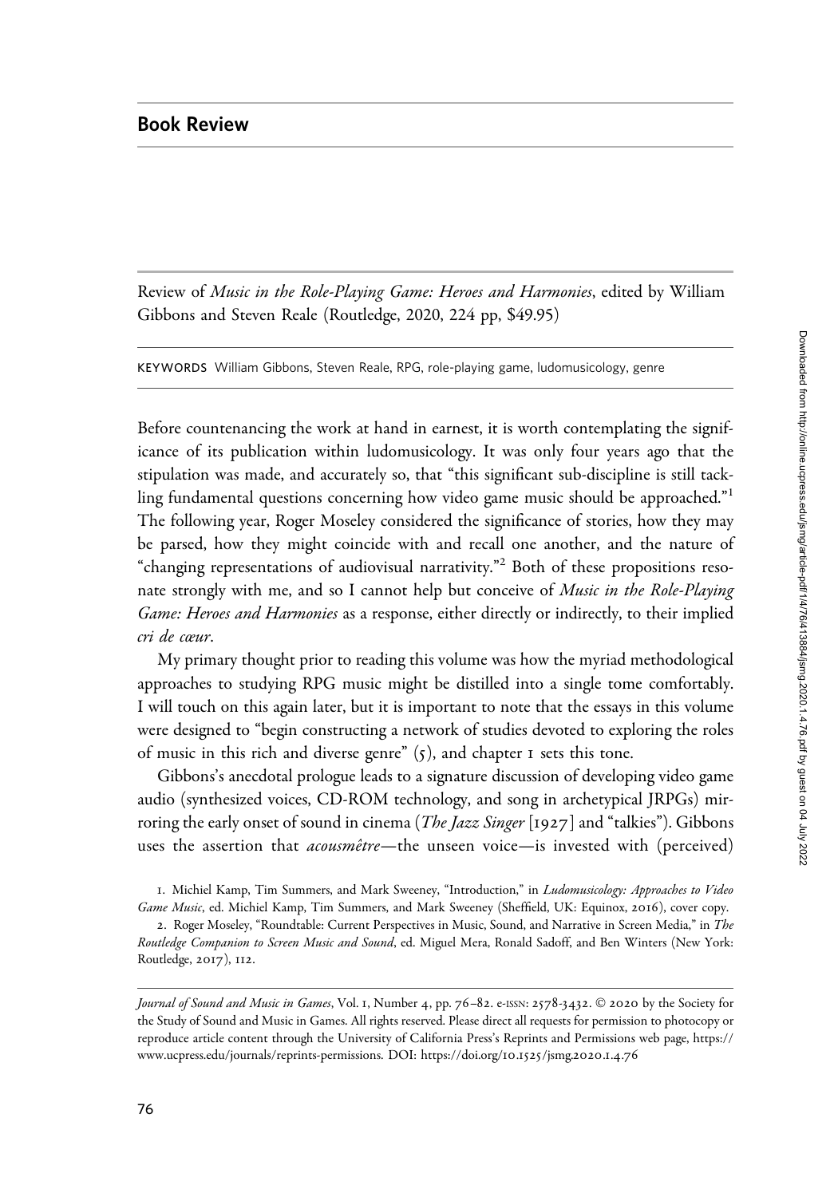## Book Review

Review of *Music in the Role-Playing Game: Heroes and Harmonies*, edited by William Gibbons and Steven Reale (Routledge, 2020, 224 pp, $49.95)

KEYWORDS William Gibbons, Steven Reale, RPG, role-playing game, ludomusicology, genre

Before countenancing the work at hand in earnest, it is worth contemplating the significance of its publication within ludomusicology. It was only four years ago that the stipulation was made, and accurately so, that "this significant sub-discipline is still tackling fundamental questions concerning how video game music should be approached."[1] The following year, Roger Moseley considered the significance of stories, how they may be parsed, how they might coincide with and recall one another, and the nature of "changing representations of audiovisual narrativity."[2] Both of these propositions resonate strongly with me, and so I cannot help but conceive of *Music in the Role-Playing Game: Heroes and Harmonies* as a response, either directly or indirectly, to their implied *cri de cœur*.

My primary thought prior to reading this volume was how the myriad methodological approaches to studying RPG music might be distilled into a single tome comfortably. I will touch on this again later, but it is important to note that the essays in this volume were designed to "begin constructing a network of studies devoted to exploring the roles of music in this rich and diverse genre" (5), and chapter 1 sets this tone.

Gibbons's anecdotal prologue leads to a signature discussion of developing video game audio (synthesized voices, CD-ROM technology, and song in archetypical JRPGs) mirroring the early onset of sound in cinema (*The Jazz Singer* [1927] and "talkies"). Gibbons uses the assertion that *acousmêtre*—the unseen voice—is invested with (perceived)

1. Michiel Kamp, Tim Summers, and Mark Sweeney, "Introduction," in *Ludomusicology: Approaches to Video Game Music*, ed. Michiel Kamp, Tim Summers, and Mark Sweeney (Sheffield, UK: Equinox, 2016), cover copy.

2. Roger Moseley, "Roundtable: Current Perspectives in Music, Sound, and Narrative in Screen Media," in *The Routledge Companion to Screen Music and Sound*, ed. Miguel Mera, Ronald Sadoff, and Ben Winters (New York: Routledge, 2017), 112.

*Journal of Sound and Music in Games*, Vol. 1, Number 4, pp. 76–82. e-ISSN: 2578-3432. © 2020 by the Society for the Study of Sound and Music in Games. All rights reserved. Please direct all requests for permission to photocopy or reproduce article content through the University of California Press's Reprints and Permissions web page, https://www.ucpress.edu/journals/reprints-permissions. DOI: https://doi.org/10.1525/jsmg.2020.1.4.76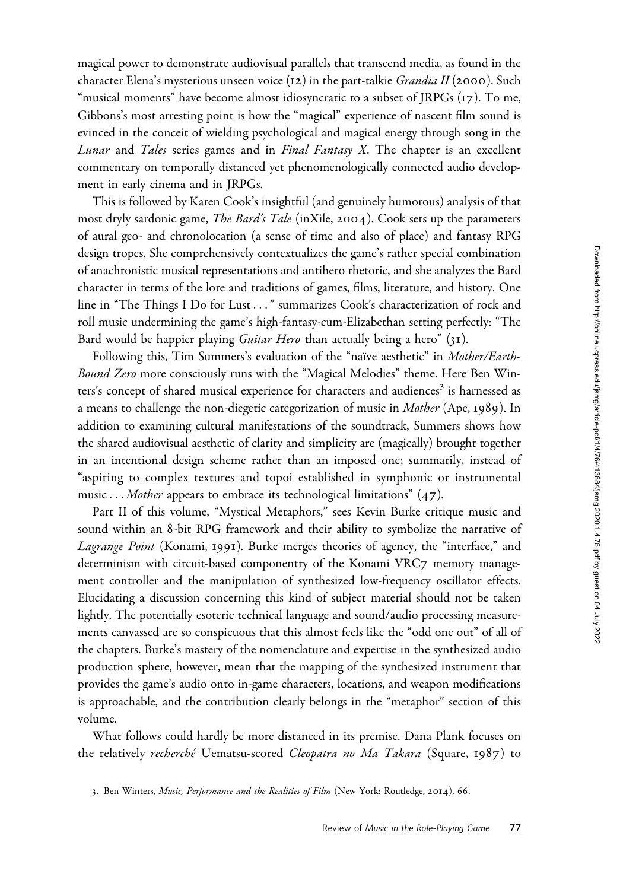magical power to demonstrate audiovisual parallels that transcend media, as found in the character Elena's mysterious unseen voice (12) in the part-talkie *Grandia II* (2000). Such "musical moments" have become almost idiosyncratic to a subset of JRPGs (17). To me, Gibbons's most arresting point is how the "magical" experience of nascent film sound is evinced in the conceit of wielding psychological and magical energy through song in the *Lunar* and *Tales* series games and in *Final Fantasy X*. The chapter is an excellent commentary on temporally distanced yet phenomenologically connected audio development in early cinema and in JRPGs.

This is followed by Karen Cook's insightful (and genuinely humorous) analysis of that most dryly sardonic game, *The Bard's Tale* (inXile, 2004). Cook sets up the parameters of aural geo- and chronolocation (a sense of time and also of place) and fantasy RPG design tropes. She comprehensively contextualizes the game's rather special combination of anachronistic musical representations and antihero rhetoric, and she analyzes the Bard character in terms of the lore and traditions of games, films, literature, and history. One line in "The Things I Do for Lust . . ." summarizes Cook's characterization of rock and roll music undermining the game's high-fantasy-cum-Elizabethan setting perfectly: "The Bard would be happier playing *Guitar Hero* than actually being a hero" (31).

Following this, Tim Summers's evaluation of the "naïve aesthetic" in *Mother/Earth-Bound Zero* more consciously runs with the "Magical Melodies" theme. Here Ben Winters's concept of shared musical experience for characters and audiences[3] is harnessed as a means to challenge the non-diegetic categorization of music in *Mother* (Ape, 1989). In addition to examining cultural manifestations of the soundtrack, Summers shows how the shared audiovisual aesthetic of clarity and simplicity are (magically) brought together in an intentional design scheme rather than an imposed one; summarily, instead of "aspiring to complex textures and topoi established in symphonic or instrumental music . . . *Mother* appears to embrace its technological limitations" (47).

Part II of this volume, "Mystical Metaphors," sees Kevin Burke critique music and sound within an 8-bit RPG framework and their ability to symbolize the narrative of *Lagrange Point* (Konami, 1991). Burke merges theories of agency, the "interface," and determinism with circuit-based componentry of the Konami VRC7 memory management controller and the manipulation of synthesized low-frequency oscillator effects. Elucidating a discussion concerning this kind of subject material should not be taken lightly. The potentially esoteric technical language and sound/audio processing measurements canvassed are so conspicuous that this almost feels like the "odd one out" of all of the chapters. Burke's mastery of the nomenclature and expertise in the synthesized audio production sphere, however, mean that the mapping of the synthesized instrument that provides the game's audio onto in-game characters, locations, and weapon modifications is approachable, and the contribution clearly belongs in the "metaphor" section of this volume.

What follows could hardly be more distanced in its premise. Dana Plank focuses on the relatively *recherché* Uematsu-scored *Cleopatra no Ma Takara* (Square, 1987) to

3. Ben Winters, *Music, Performance and the Realities of Film* (New York: Routledge, 2014), 66.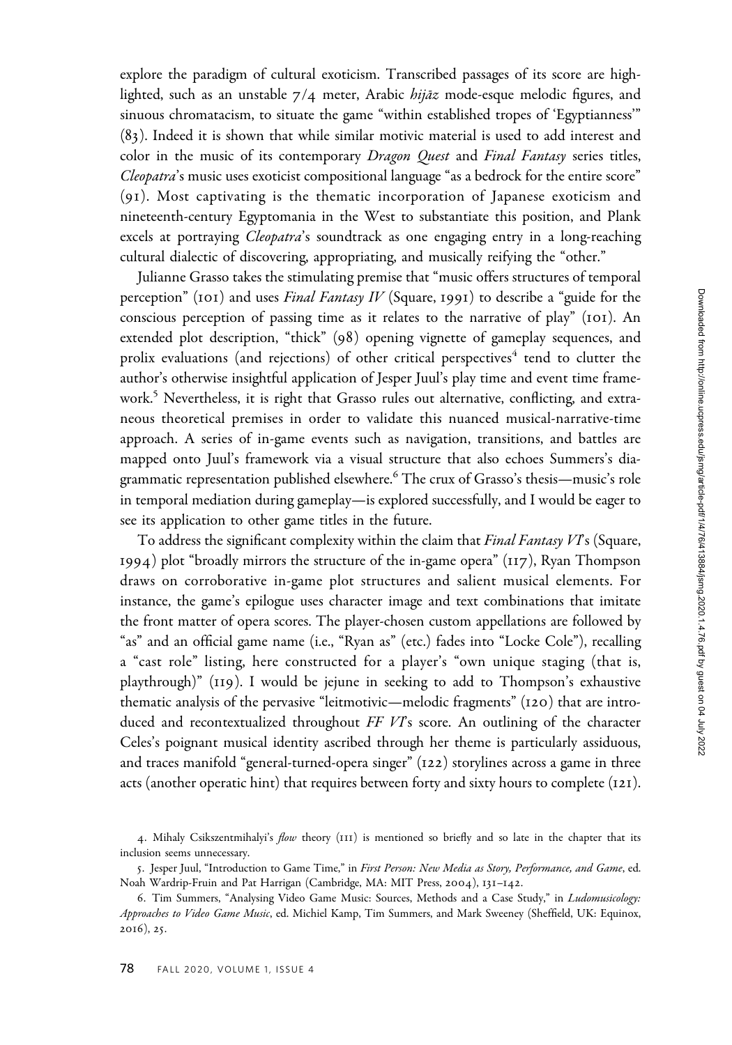explore the paradigm of cultural exoticism. Transcribed passages of its score are highlighted, such as an unstable 7/4 meter, Arabic *hijāz* mode-esque melodic figures, and sinuous chromatacism, to situate the game "within established tropes of 'Egyptianness'" (83). Indeed it is shown that while similar motivic material is used to add interest and color in the music of its contemporary *Dragon Quest* and *Final Fantasy* series titles, *Cleopatra*'s music uses exoticist compositional language "as a bedrock for the entire score" (91). Most captivating is the thematic incorporation of Japanese exoticism and nineteenth-century Egyptomania in the West to substantiate this position, and Plank excels at portraying *Cleopatra*'s soundtrack as one engaging entry in a long-reaching cultural dialectic of discovering, appropriating, and musically reifying the "other."

Julianne Grasso takes the stimulating premise that "music offers structures of temporal perception" (101) and uses *Final Fantasy IV* (Square, 1991) to describe a "guide for the conscious perception of passing time as it relates to the narrative of play" (101). An extended plot description, "thick" (98) opening vignette of gameplay sequences, and prolix evaluations (and rejections) of other critical perspectives[4] tend to clutter the author's otherwise insightful application of Jesper Juul's play time and event time framework.[5] Nevertheless, it is right that Grasso rules out alternative, conflicting, and extraneous theoretical premises in order to validate this nuanced musical-narrative-time approach. A series of in-game events such as navigation, transitions, and battles are mapped onto Juul's framework via a visual structure that also echoes Summers's diagrammatic representation published elsewhere.[6] The crux of Grasso's thesis—music's role in temporal mediation during gameplay—is explored successfully, and I would be eager to see its application to other game titles in the future.

To address the significant complexity within the claim that *Final Fantasy VI*'s (Square, 1994) plot "broadly mirrors the structure of the in-game opera" (117), Ryan Thompson draws on corroborative in-game plot structures and salient musical elements. For instance, the game's epilogue uses character image and text combinations that imitate the front matter of opera scores. The player-chosen custom appellations are followed by "as" and an official game name (i.e., "Ryan as" (etc.) fades into "Locke Cole"), recalling a "cast role" listing, here constructed for a player's "own unique staging (that is, playthrough)" (119). I would be jejune in seeking to add to Thompson's exhaustive thematic analysis of the pervasive "leitmotivic—melodic fragments" (120) that are introduced and recontextualized throughout *FF VI*'s score. An outlining of the character Celes's poignant musical identity ascribed through her theme is particularly assiduous, and traces manifold "general-turned-opera singer" (122) storylines across a game in three acts (another operatic hint) that requires between forty and sixty hours to complete (121).

4. Mihaly Csikszentmihalyi's *flow* theory (111) is mentioned so briefly and so late in the chapter that its inclusion seems unnecessary.

5. Jesper Juul, "Introduction to Game Time," in *First Person: New Media as Story, Performance, and Game*, ed. Noah Wardrip-Fruin and Pat Harrigan (Cambridge, MA: MIT Press, 2004), 131–142.

6. Tim Summers, "Analysing Video Game Music: Sources, Methods and a Case Study," in *Ludomusicology: Approaches to Video Game Music*, ed. Michiel Kamp, Tim Summers, and Mark Sweeney (Sheffield, UK: Equinox, 2016), 25.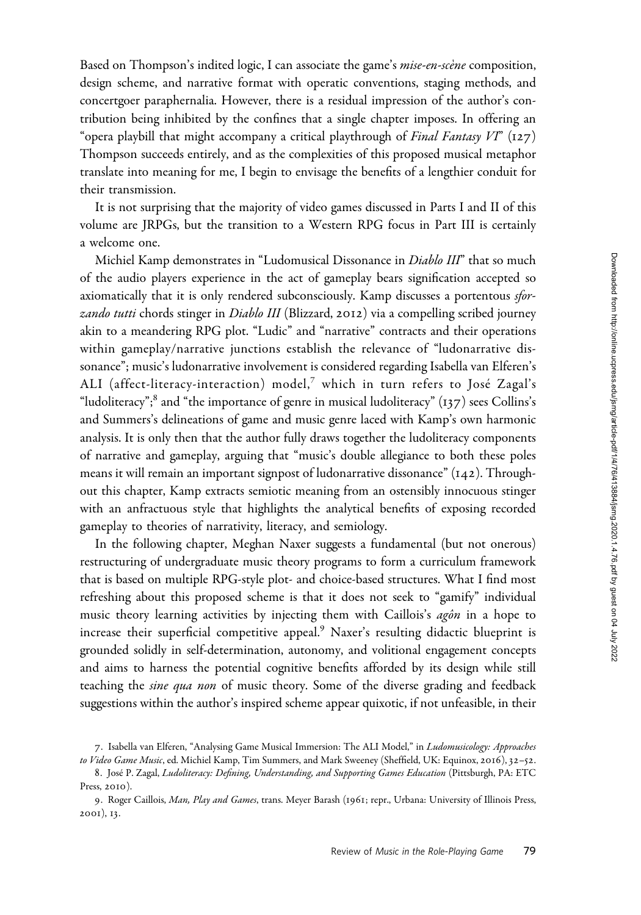Based on Thompson's indited logic, I can associate the game's *mise-en-scène* composition, design scheme, and narrative format with operatic conventions, staging methods, and concertgoer paraphernalia. However, there is a residual impression of the author's contribution being inhibited by the confines that a single chapter imposes. In offering an "opera playbill that might accompany a critical playthrough of *Final Fantasy VI*" (127) Thompson succeeds entirely, and as the complexities of this proposed musical metaphor translate into meaning for me, I begin to envisage the benefits of a lengthier conduit for their transmission.

It is not surprising that the majority of video games discussed in Parts I and II of this volume are JRPGs, but the transition to a Western RPG focus in Part III is certainly a welcome one.

Michiel Kamp demonstrates in "Ludomusical Dissonance in *Diablo III*" that so much of the audio players experience in the act of gameplay bears signification accepted so axiomatically that it is only rendered subconsciously. Kamp discusses a portentous *sforzando tutti* chords stinger in *Diablo III* (Blizzard, 2012) via a compelling scribed journey akin to a meandering RPG plot. "Ludic" and "narrative" contracts and their operations within gameplay/narrative junctions establish the relevance of "ludonarrative dissonance"; music's ludonarrative involvement is considered regarding Isabella van Elferen's ALI (affect-literacy-interaction) model,[7] which in turn refers to José Zagal's "ludoliteracy";[8] and "the importance of genre in musical ludoliteracy" (137) sees Collins's and Summers's delineations of game and music genre laced with Kamp's own harmonic analysis. It is only then that the author fully draws together the ludoliteracy components of narrative and gameplay, arguing that "music's double allegiance to both these poles means it will remain an important signpost of ludonarrative dissonance" (142). Throughout this chapter, Kamp extracts semiotic meaning from an ostensibly innocuous stinger with an anfractuous style that highlights the analytical benefits of exposing recorded gameplay to theories of narrativity, literacy, and semiology.

In the following chapter, Meghan Naxer suggests a fundamental (but not onerous) restructuring of undergraduate music theory programs to form a curriculum framework that is based on multiple RPG-style plot- and choice-based structures. What I find most refreshing about this proposed scheme is that it does not seek to "gamify" individual music theory learning activities by injecting them with Caillois's *agôn* in a hope to increase their superficial competitive appeal.[9] Naxer's resulting didactic blueprint is grounded solidly in self-determination, autonomy, and volitional engagement concepts and aims to harness the potential cognitive benefits afforded by its design while still teaching the *sine qua non* of music theory. Some of the diverse grading and feedback suggestions within the author's inspired scheme appear quixotic, if not unfeasible, in their

7. Isabella van Elferen, "Analysing Game Musical Immersion: The ALI Model," in *Ludomusicology: Approaches to Video Game Music*, ed. Michiel Kamp, Tim Summers, and Mark Sweeney (Sheffield, UK: Equinox, 2016), 32–52.

8. José P. Zagal, *Ludoliteracy: Defining, Understanding, and Supporting Games Education* (Pittsburgh, PA: ETC Press, 2010).

9. Roger Caillois, *Man, Play and Games*, trans. Meyer Barash (1961; repr., Urbana: University of Illinois Press, 2001), 13.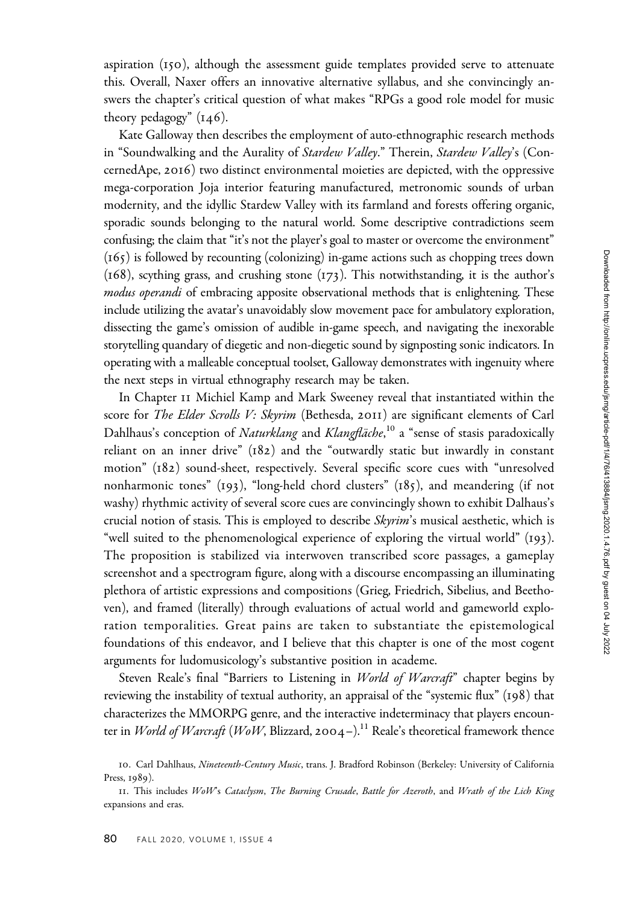aspiration (150), although the assessment guide templates provided serve to attenuate this. Overall, Naxer offers an innovative alternative syllabus, and she convincingly answers the chapter's critical question of what makes "RPGs a good role model for music theory pedagogy" (146).

Kate Galloway then describes the employment of auto-ethnographic research methods in "Soundwalking and the Aurality of *Stardew Valley*." Therein, *Stardew Valley*'s (ConcernedApe, 2016) two distinct environmental moieties are depicted, with the oppressive mega-corporation Joja interior featuring manufactured, metronomic sounds of urban modernity, and the idyllic Stardew Valley with its farmland and forests offering organic, sporadic sounds belonging to the natural world. Some descriptive contradictions seem confusing; the claim that "it's not the player's goal to master or overcome the environment" (165) is followed by recounting (colonizing) in-game actions such as chopping trees down (168), scything grass, and crushing stone (173). This notwithstanding, it is the author's *modus operandi* of embracing apposite observational methods that is enlightening. These include utilizing the avatar's unavoidably slow movement pace for ambulatory exploration, dissecting the game's omission of audible in-game speech, and navigating the inexorable storytelling quandary of diegetic and non-diegetic sound by signposting sonic indicators. In operating with a malleable conceptual toolset, Galloway demonstrates with ingenuity where the next steps in virtual ethnography research may be taken.

In Chapter 11 Michiel Kamp and Mark Sweeney reveal that instantiated within the score for *The Elder Scrolls V: Skyrim* (Bethesda, 2011) are significant elements of Carl Dahlhaus's conception of *Naturklang* and *Klangfläche*,[10] a "sense of stasis paradoxically reliant on an inner drive" (182) and the "outwardly static but inwardly in constant motion" (182) sound-sheet, respectively. Several specific score cues with "unresolved nonharmonic tones" (193), "long-held chord clusters" (185), and meandering (if not washy) rhythmic activity of several score cues are convincingly shown to exhibit Dalhaus's crucial notion of stasis. This is employed to describe *Skyrim*'s musical aesthetic, which is "well suited to the phenomenological experience of exploring the virtual world" (193). The proposition is stabilized via interwoven transcribed score passages, a gameplay screenshot and a spectrogram figure, along with a discourse encompassing an illuminating plethora of artistic expressions and compositions (Grieg, Friedrich, Sibelius, and Beethoven), and framed (literally) through evaluations of actual world and gameworld exploration temporalities. Great pains are taken to substantiate the epistemological foundations of this endeavor, and I believe that this chapter is one of the most cogent arguments for ludomusicology's substantive position in academe.

Steven Reale's final "Barriers to Listening in *World of Warcraft*" chapter begins by reviewing the instability of textual authority, an appraisal of the "systemic flux" (198) that characterizes the MMORPG genre, and the interactive indeterminacy that players encounter in *World of Warcraft* (*WoW*, Blizzard, 2004–).[11] Reale's theoretical framework thence

10. Carl Dahlhaus, *Nineteenth-Century Music*, trans. J. Bradford Robinson (Berkeley: University of California Press, 1989).

11. This includes *WoW*'s *Cataclysm*, *The Burning Crusade*, *Battle for Azeroth*, and *Wrath of the Lich King* expansions and eras.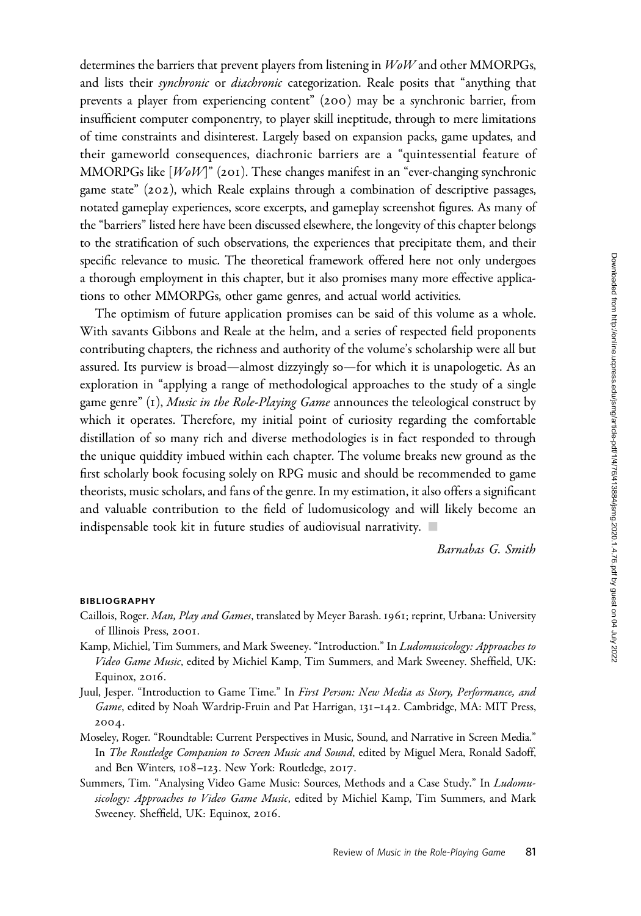determines the barriers that prevent players from listening in *WoW* and other MMORPGs, and lists their *synchronic* or *diachronic* categorization. Reale posits that "anything that prevents a player from experiencing content" (200) may be a synchronic barrier, from insufficient computer componentry, to player skill ineptitude, through to mere limitations of time constraints and disinterest. Largely based on expansion packs, game updates, and their gameworld consequences, diachronic barriers are a "quintessential feature of MMORPGs like [*WoW*]" (201). These changes manifest in an "ever-changing synchronic game state" (202), which Reale explains through a combination of descriptive passages, notated gameplay experiences, score excerpts, and gameplay screenshot figures. As many of the "barriers" listed here have been discussed elsewhere, the longevity of this chapter belongs to the stratification of such observations, the experiences that precipitate them, and their specific relevance to music. The theoretical framework offered here not only undergoes a thorough employment in this chapter, but it also promises many more effective applications to other MMORPGs, other game genres, and actual world activities.

The optimism of future application promises can be said of this volume as a whole. With savants Gibbons and Reale at the helm, and a series of respected field proponents contributing chapters, the richness and authority of the volume's scholarship were all but assured. Its purview is broad—almost dizzyingly so—for which it is unapologetic. As an exploration in "applying a range of methodological approaches to the study of a single game genre" (1), *Music in the Role-Playing Game* announces the teleological construct by which it operates. Therefore, my initial point of curiosity regarding the comfortable distillation of so many rich and diverse methodologies is in fact responded to through the unique quiddity imbued within each chapter. The volume breaks new ground as the first scholarly book focusing solely on RPG music and should be recommended to game theorists, music scholars, and fans of the genre. In my estimation, it also offers a significant and valuable contribution to the field of ludomusicology and will likely become an indispensable took kit in future studies of audiovisual narrativity. ■

*Barnabas G. Smith*

### BIBLIOGRAPHY

Caillois, Roger. *Man, Play and Games*, translated by Meyer Barash. 1961; reprint, Urbana: University of Illinois Press, 2001.

Kamp, Michiel, Tim Summers, and Mark Sweeney. "Introduction." In *Ludomusicology: Approaches to Video Game Music*, edited by Michiel Kamp, Tim Summers, and Mark Sweeney. Sheffield, UK: Equinox, 2016.

Juul, Jesper. "Introduction to Game Time." In *First Person: New Media as Story, Performance, and Game*, edited by Noah Wardrip-Fruin and Pat Harrigan, 131–142. Cambridge, MA: MIT Press, 2004.

Moseley, Roger. "Roundtable: Current Perspectives in Music, Sound, and Narrative in Screen Media." In *The Routledge Companion to Screen Music and Sound*, edited by Miguel Mera, Ronald Sadoff, and Ben Winters, 108–123. New York: Routledge, 2017.

Summers, Tim. "Analysing Video Game Music: Sources, Methods and a Case Study." In *Ludomusicology: Approaches to Video Game Music*, edited by Michiel Kamp, Tim Summers, and Mark Sweeney. Sheffield, UK: Equinox, 2016.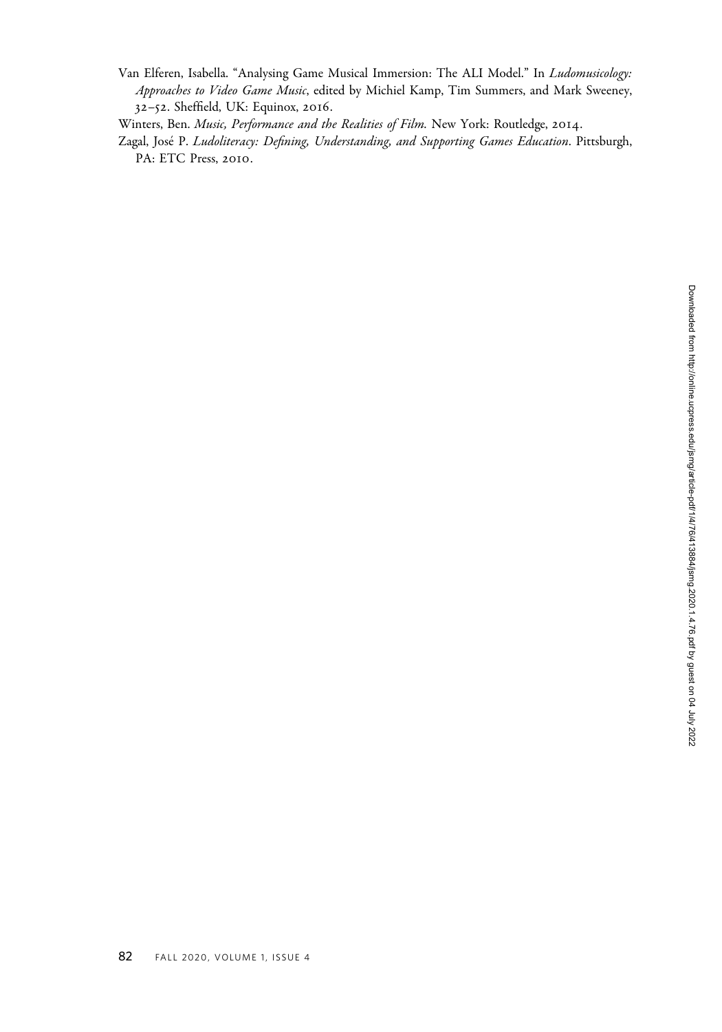Van Elferen, Isabella. "Analysing Game Musical Immersion: The ALI Model." In *Ludomusicology: Approaches to Video Game Music*, edited by Michiel Kamp, Tim Summers, and Mark Sweeney, 32–52. Sheffield, UK: Equinox, 2016.

Winters, Ben. *Music, Performance and the Realities of Film*. New York: Routledge, 2014.

Zagal, José P. *Ludoliteracy: Defining, Understanding, and Supporting Games Education*. Pittsburgh, PA: ETC Press, 2010.